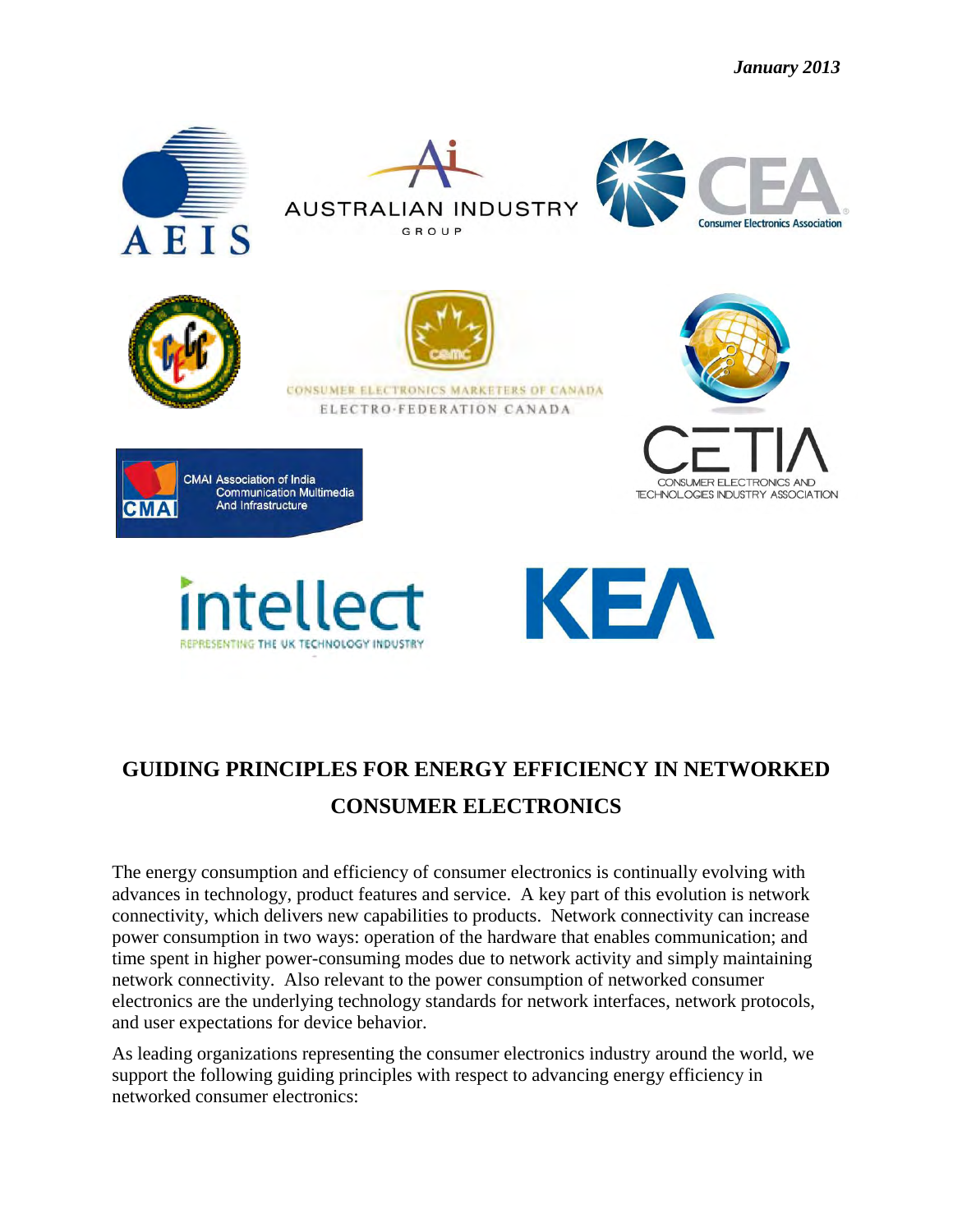*January 2013*

AEIS

AUSTRALIAN INDUSTRY GROUP

CEA Consumer Electronics Association

CONSUMER ELECTRONICS MARKETERS OF CANADA
ELECTRO-FEDERATION CANADA

CMAI Association of India Communication Multimedia And Infrastructure

CETIA CONSUMER ELECTRONICS AND TECHNOLOGIES INDUSTRY ASSOCIATION

intellect REPRESENTING THE UK TECHNOLOGY INDUSTRY

KEA

# GUIDING PRINCIPLES FOR ENERGY EFFICIENCY IN NETWORKED CONSUMER ELECTRONICS

The energy consumption and efficiency of consumer electronics is continually evolving with advances in technology, product features and service. A key part of this evolution is network connectivity, which delivers new capabilities to products. Network connectivity can increase power consumption in two ways: operation of the hardware that enables communication; and time spent in higher power-consuming modes due to network activity and simply maintaining network connectivity. Also relevant to the power consumption of networked consumer electronics are the underlying technology standards for network interfaces, network protocols, and user expectations for device behavior.

As leading organizations representing the consumer electronics industry around the world, we support the following guiding principles with respect to advancing energy efficiency in networked consumer electronics: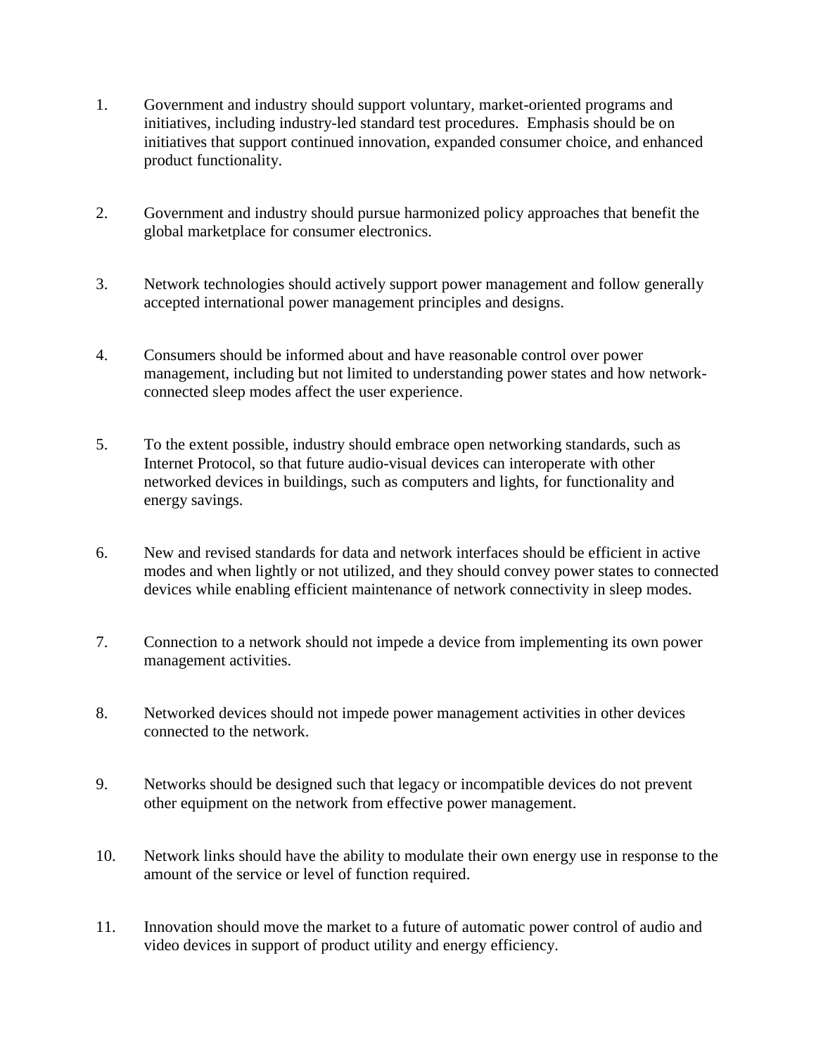1. Government and industry should support voluntary, market-oriented programs and initiatives, including industry-led standard test procedures. Emphasis should be on initiatives that support continued innovation, expanded consumer choice, and enhanced product functionality.

2. Government and industry should pursue harmonized policy approaches that benefit the global marketplace for consumer electronics.

3. Network technologies should actively support power management and follow generally accepted international power management principles and designs.

4. Consumers should be informed about and have reasonable control over power management, including but not limited to understanding power states and how network-connected sleep modes affect the user experience.

5. To the extent possible, industry should embrace open networking standards, such as Internet Protocol, so that future audio-visual devices can interoperate with other networked devices in buildings, such as computers and lights, for functionality and energy savings.

6. New and revised standards for data and network interfaces should be efficient in active modes and when lightly or not utilized, and they should convey power states to connected devices while enabling efficient maintenance of network connectivity in sleep modes.

7. Connection to a network should not impede a device from implementing its own power management activities.

8. Networked devices should not impede power management activities in other devices connected to the network.

9. Networks should be designed such that legacy or incompatible devices do not prevent other equipment on the network from effective power management.

10. Network links should have the ability to modulate their own energy use in response to the amount of the service or level of function required.

11. Innovation should move the market to a future of automatic power control of audio and video devices in support of product utility and energy efficiency.